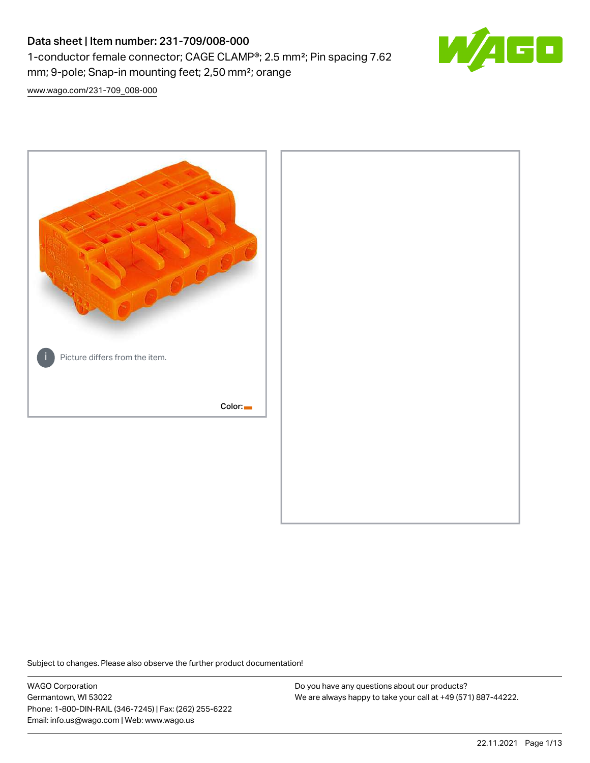# Data sheet | Item number: 231-709/008-000

1-conductor female connector; CAGE CLAMP®; 2.5 mm²; Pin spacing 7.62 mm; 9-pole; Snap-in mounting feet; 2,50 mm²; orange

www.wago.com/231-709_008-000

Picture differs from the item.

Color:

Subject to changes. Please also observe the further product documentation!

WAGO Corporation
Germantown, WI 53022
Phone: 1-800-DIN-RAIL (346-7245) | Fax: (262) 255-6222
Email: info.us@wago.com | Web: www.wago.us

Do you have any questions about our products?
We are always happy to take your call at +49 (571) 887-44222.

22.11.2021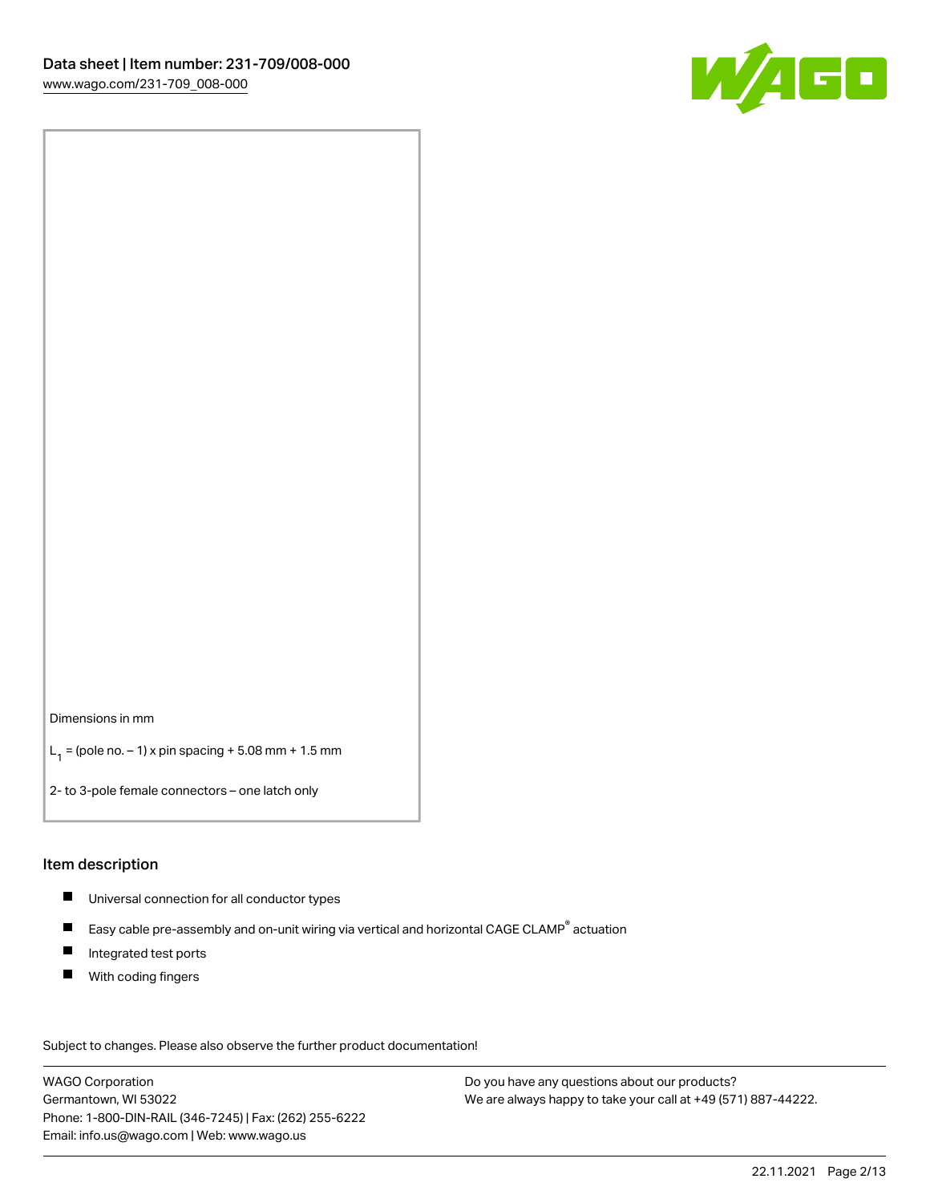Dimensions in mm

$L_1$ = (pole no. – 1) x pin spacing + 5.08 mm + 1.5 mm

2- to 3-pole female connectors – one latch only

## Item description

- Universal connection for all conductor types
- Easy cable pre-assembly and on-unit wiring via vertical and horizontal CAGE CLAMP® actuation
- Integrated test ports
- With coding fingers

Subject to changes. Please also observe the further product documentation!

WAGO Corporation
Germantown, WI 53022
Phone: 1-800-DIN-RAIL (346-7245) | Fax: (262) 255-6222
Email: info.us@wago.com | Web: www.wago.us

Do you have any questions about our products?
We are always happy to take your call at +49 (571) 887-44222.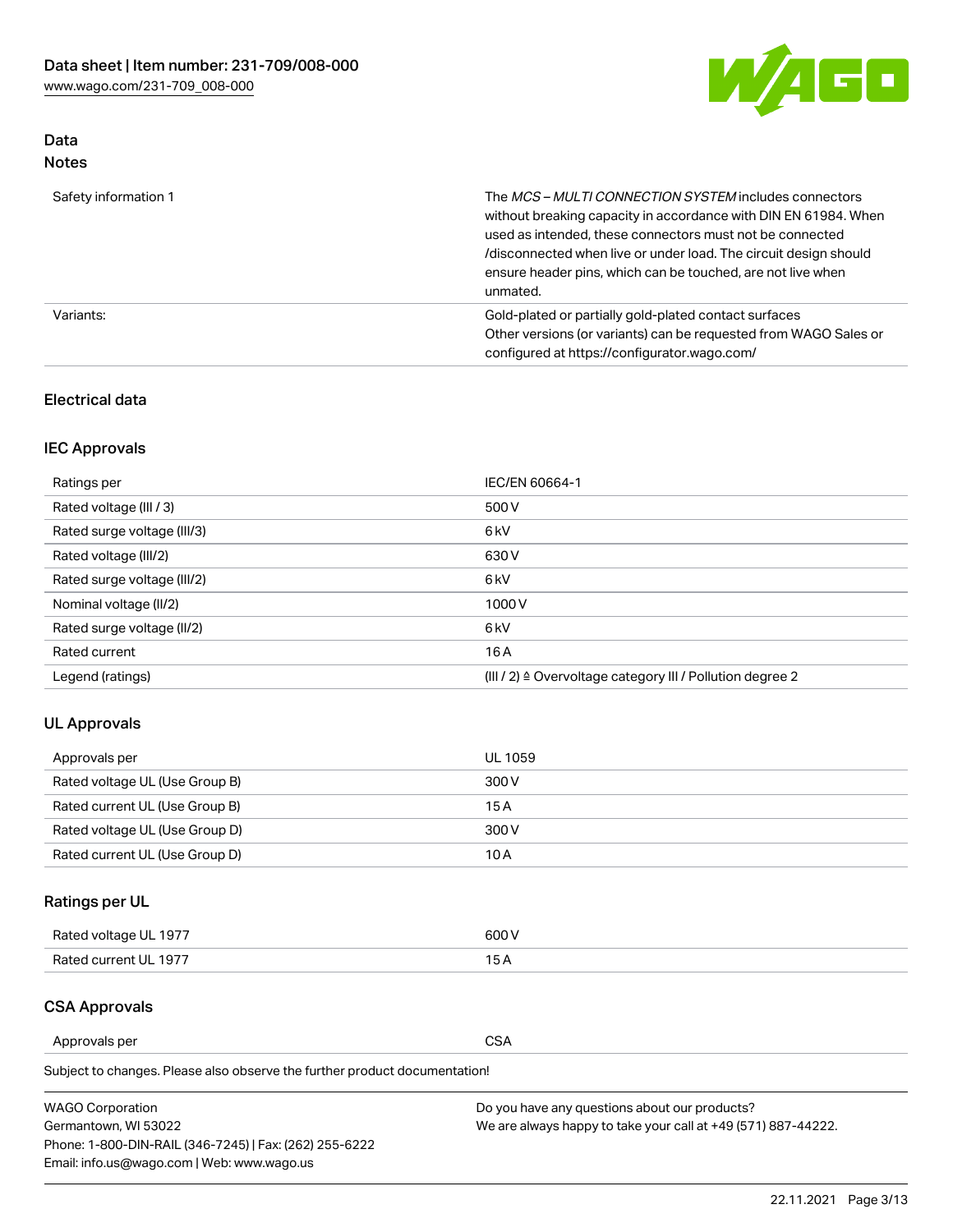## Data
### Notes

| | |
|---|---|
| Safety information 1 | The *MCS – MULTI CONNECTION SYSTEM* includes connectors without breaking capacity in accordance with DIN EN 61984. When used as intended, these connectors must not be connected /disconnected when live or under load. The circuit design should ensure header pins, which can be touched, are not live when unmated. |
| Variants: | Gold-plated or partially gold-plated contact surfaces<br>Other versions (or variants) can be requested from WAGO Sales or configured at https://configurator.wago.com/ |

### Electrical data

### IEC Approvals

| | |
|---|---|
| Ratings per | IEC/EN 60664-1 |
| Rated voltage (III / 3) | 500 V |
| Rated surge voltage (III/3) | 6 kV |
| Rated voltage (III/2) | 630 V |
| Rated surge voltage (III/2) | 6 kV |
| Nominal voltage (II/2) | 1000 V |
| Rated surge voltage (II/2) | 6 kV |
| Rated current | 16 A |
| Legend (ratings) | (III / 2) ≙ Overvoltage category III / Pollution degree 2 |

### UL Approvals

| | |
|---|---|
| Approvals per | UL 1059 |
| Rated voltage UL (Use Group B) | 300 V |
| Rated current UL (Use Group B) | 15 A |
| Rated voltage UL (Use Group D) | 300 V |
| Rated current UL (Use Group D) | 10 A |

### Ratings per UL

| | |
|---|---|
| Rated voltage UL 1977 | 600 V |
| Rated current UL 1977 | 15 A |

### CSA Approvals

| | |
|---|---|
| Approvals per | CSA |

Subject to changes. Please also observe the further product documentation!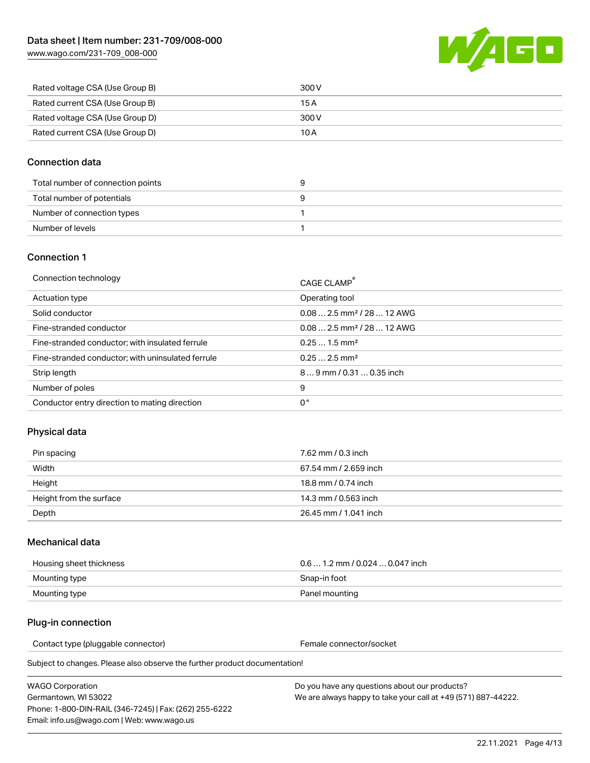| | |
|---|---|
| Rated voltage CSA (Use Group B) | 300 V |
| Rated current CSA (Use Group B) | 15 A |
| Rated voltage CSA (Use Group D) | 300 V |
| Rated current CSA (Use Group D) | 10 A |

## Connection data

| | |
|---|---|
| Total number of connection points | 9 |
| Total number of potentials | 9 |
| Number of connection types | 1 |
| Number of levels | 1 |

## Connection 1

| | |
|---|---|
| Connection technology | CAGE CLAMP® |
| Actuation type | Operating tool |
| Solid conductor | 0.08 … 2.5 mm² / 28 … 12 AWG |
| Fine-stranded conductor | 0.08 … 2.5 mm² / 28 … 12 AWG |
| Fine-stranded conductor; with insulated ferrule | 0.25 … 1.5 mm² |
| Fine-stranded conductor; with uninsulated ferrule | 0.25 … 2.5 mm² |
| Strip length | 8 … 9 mm / 0.31 … 0.35 inch |
| Number of poles | 9 |
| Conductor entry direction to mating direction | 0 ° |

## Physical data

| | |
|---|---|
| Pin spacing | 7.62 mm / 0.3 inch |
| Width | 67.54 mm / 2.659 inch |
| Height | 18.8 mm / 0.74 inch |
| Height from the surface | 14.3 mm / 0.563 inch |
| Depth | 26.45 mm / 1.041 inch |

## Mechanical data

| | |
|---|---|
| Housing sheet thickness | 0.6 … 1.2 mm / 0.024 … 0.047 inch |
| Mounting type | Snap-in foot |
| Mounting type | Panel mounting |

## Plug-in connection

| | |
|---|---|
| Contact type (pluggable connector) | Female connector/socket |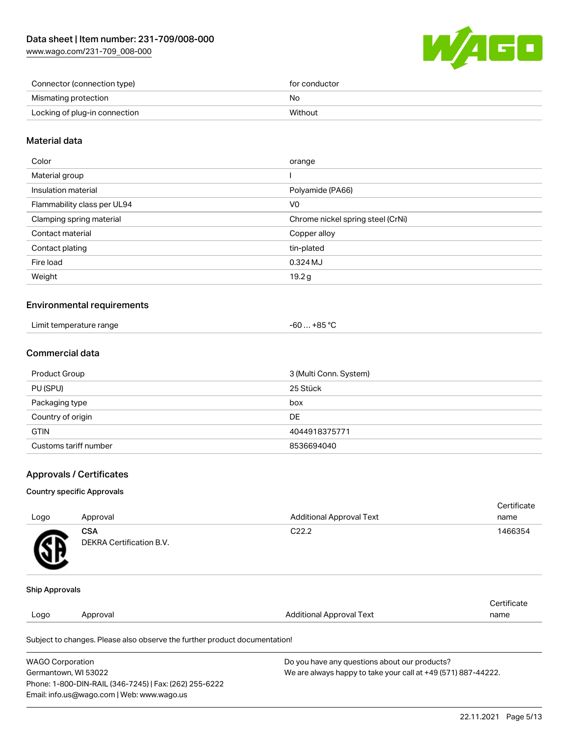| | |
|---|---|
| Connector (connection type) | for conductor |
| Mismating protection | No |
| Locking of plug-in connection | Without |

## Material data

| | |
|---|---|
| Color | orange |
| Material group | I |
| Insulation material | Polyamide (PA66) |
| Flammability class per UL94 | V0 |
| Clamping spring material | Chrome nickel spring steel (CrNi) |
| Contact material | Copper alloy |
| Contact plating | tin-plated |
| Fire load | 0.324 MJ |
| Weight | 19.2 g |

## Environmental requirements

| | |
|---|---|
| Limit temperature range | -60 … +85 °C |

## Commercial data

| | |
|---|---|
| Product Group | 3 (Multi Conn. System) |
| PU (SPU) | 25 Stück |
| Packaging type | box |
| Country of origin | DE |
| GTIN | 4044918375771 |
| Customs tariff number | 8536694040 |

## Approvals / Certificates

### Country specific Approvals

| Logo | Approval | Additional Approval Text | Certificate name |
|---|---|---|---|
| | **CSA** DEKRA Certification B.V. | C22.2 | 1466354 |

### Ship Approvals

| Logo | Approval | Additional Approval Text | Certificate name |
|---|---|---|---|

Subject to changes. Please also observe the further product documentation!

WAGO Corporation
Germantown, WI 53022
Phone: 1-800-DIN-RAIL (346-7245) | Fax: (262) 255-6222
Email: info.us@wago.com | Web: www.wago.us

Do you have any questions about our products?
We are always happy to take your call at +49 (571) 887-44222.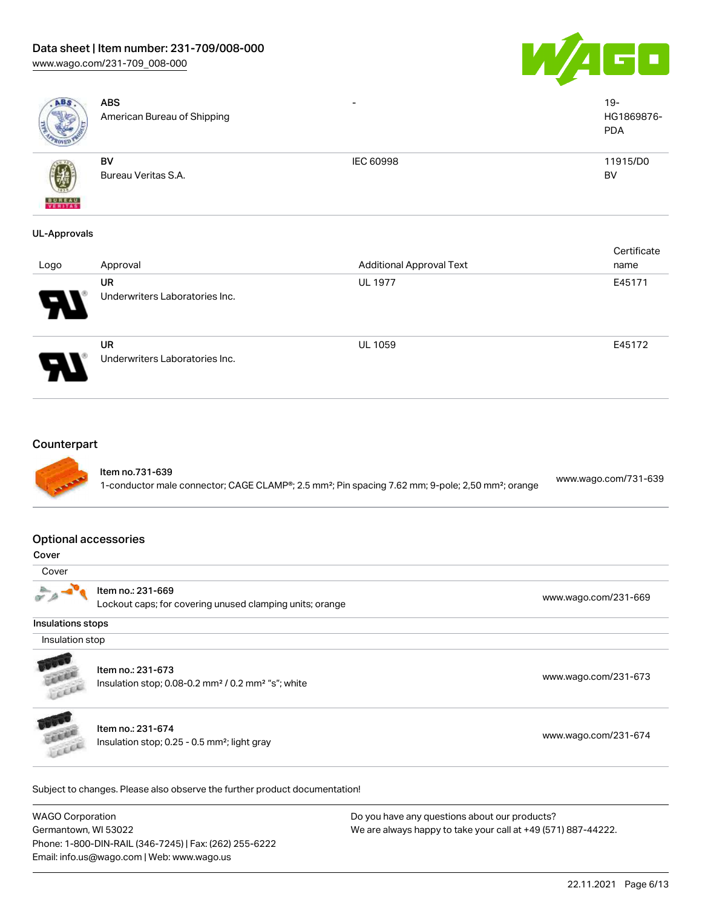| | | | |
|---|---|---|---|
| | **ABS**<br>American Bureau of Shipping | - | 19-HG1869876-PDA |
| | **BV**<br>Bureau Veritas S.A. | IEC 60998 | 11915/D0 BV |

**UL-Approvals**

| Logo | Approval | Additional Approval Text | Certificate name |
|---|---|---|---|
| | **UR**<br>Underwriters Laboratories Inc. | UL 1977 | E45171 |
| | **UR**<br>Underwriters Laboratories Inc. | UL 1059 | E45172 |

## Counterpart

| | | |
|---|---|---|
| | **Item no.731-639**<br>1-conductor male connector; CAGE CLAMP®; 2.5 mm²; Pin spacing 7.62 mm; 9-pole; 2,50 mm²; orange | www.wago.com/731-639 |

## Optional accessories

**Cover**

| Cover | | |
|---|---|---|
| | **Item no.: 231-669**<br>Lockout caps; for covering unused clamping units; orange | www.wago.com/231-669 |

**Insulations stops**

| Insulation stop | | |
|---|---|---|
| | **Item no.: 231-673**<br>Insulation stop; 0.08-0.2 mm² / 0.2 mm² "s"; white | www.wago.com/231-673 |
| | **Item no.: 231-674**<br>Insulation stop; 0.25 - 0.5 mm²; light gray | www.wago.com/231-674 |

Subject to changes. Please also observe the further product documentation!

WAGO Corporation
Germantown, WI 53022
Phone: 1-800-DIN-RAIL (346-7245) | Fax: (262) 255-6222
Email: info.us@wago.com | Web: www.wago.us

Do you have any questions about our products?
We are always happy to take your call at +49 (571) 887-44222.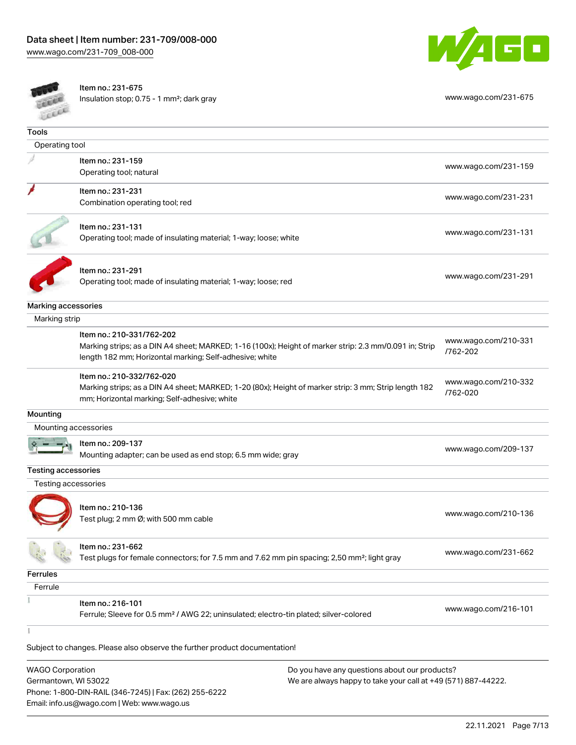Item no.: 231-675
Insulation stop; 0.75 - 1 mm²; dark gray
www.wago.com/231-675

## Tools

### Operating tool

| | |
|---|---|
| Item no.: 231-159<br>Operating tool; natural | www.wago.com/231-159 |
| Item no.: 231-231<br>Combination operating tool; red | www.wago.com/231-231 |
| Item no.: 231-131<br>Operating tool; made of insulating material; 1-way; loose; white | www.wago.com/231-131 |
| Item no.: 231-291<br>Operating tool; made of insulating material; 1-way; loose; red | www.wago.com/231-291 |

## Marking accessories

### Marking strip

| | |
|---|---|
| Item no.: 210-331/762-202<br>Marking strips; as a DIN A4 sheet; MARKED; 1-16 (100x); Height of marker strip: 2.3 mm/0.091 in; Strip length 182 mm; Horizontal marking; Self-adhesive; white | www.wago.com/210-331/762-202 |
| Item no.: 210-332/762-020<br>Marking strips; as a DIN A4 sheet; MARKED; 1-20 (80x); Height of marker strip: 3 mm; Strip length 182 mm; Horizontal marking; Self-adhesive; white | www.wago.com/210-332/762-020 |

## Mounting

### Mounting accessories

| | |
|---|---|
| Item no.: 209-137<br>Mounting adapter; can be used as end stop; 6.5 mm wide; gray | www.wago.com/209-137 |

## Testing accessories

### Testing accessories

| | |
|---|---|
| Item no.: 210-136<br>Test plug; 2 mm Ø; with 500 mm cable | www.wago.com/210-136 |
| Item no.: 231-662<br>Test plugs for female connectors; for 7.5 mm and 7.62 mm pin spacing; 2,50 mm²; light gray | www.wago.com/231-662 |

## Ferrules

### Ferrule

| | |
|---|---|
| Item no.: 216-101<br>Ferrule; Sleeve for 0.5 mm² / AWG 22; uninsulated; electro-tin plated; silver-colored | www.wago.com/216-101 |

Subject to changes. Please also observe the further product documentation!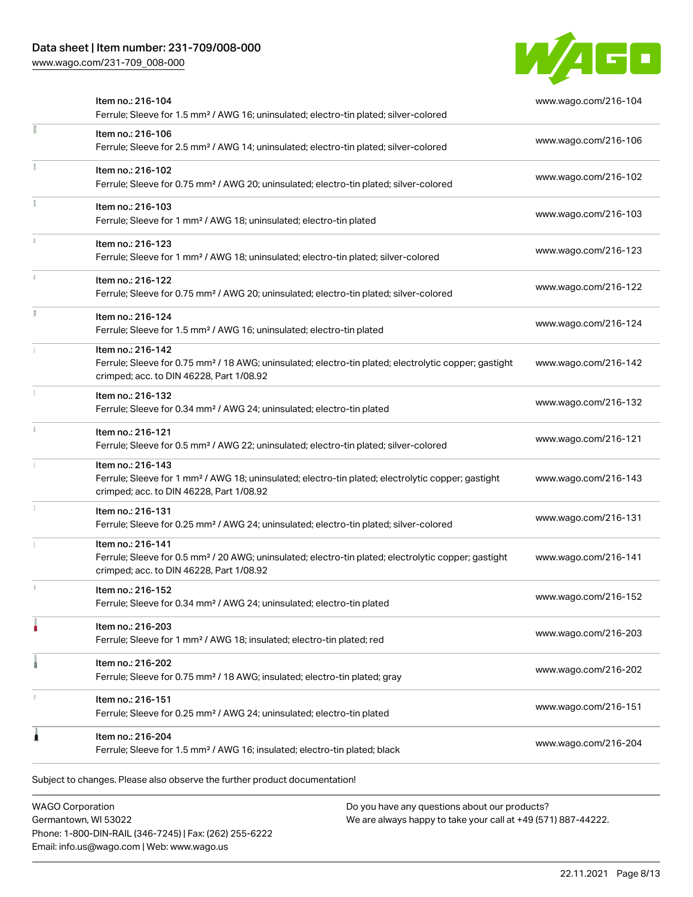| Item | Link |
| --- | --- |
| Item no.: 216-104<br>Ferrule; Sleeve for 1.5 mm² / AWG 16; uninsulated; electro-tin plated; silver-colored | www.wago.com/216-104 |
| Item no.: 216-106<br>Ferrule; Sleeve for 2.5 mm² / AWG 14; uninsulated; electro-tin plated; silver-colored | www.wago.com/216-106 |
| Item no.: 216-102<br>Ferrule; Sleeve for 0.75 mm² / AWG 20; uninsulated; electro-tin plated; silver-colored | www.wago.com/216-102 |
| Item no.: 216-103<br>Ferrule; Sleeve for 1 mm² / AWG 18; uninsulated; electro-tin plated | www.wago.com/216-103 |
| Item no.: 216-123<br>Ferrule; Sleeve for 1 mm² / AWG 18; uninsulated; electro-tin plated; silver-colored | www.wago.com/216-123 |
| Item no.: 216-122<br>Ferrule; Sleeve for 0.75 mm² / AWG 20; uninsulated; electro-tin plated; silver-colored | www.wago.com/216-122 |
| Item no.: 216-124<br>Ferrule; Sleeve for 1.5 mm² / AWG 16; uninsulated; electro-tin plated | www.wago.com/216-124 |
| Item no.: 216-142<br>Ferrule; Sleeve for 0.75 mm² / 18 AWG; uninsulated; electro-tin plated; electrolytic copper; gastight crimped; acc. to DIN 46228, Part 1/08.92 | www.wago.com/216-142 |
| Item no.: 216-132<br>Ferrule; Sleeve for 0.34 mm² / AWG 24; uninsulated; electro-tin plated | www.wago.com/216-132 |
| Item no.: 216-121<br>Ferrule; Sleeve for 0.5 mm² / AWG 22; uninsulated; electro-tin plated; silver-colored | www.wago.com/216-121 |
| Item no.: 216-143<br>Ferrule; Sleeve for 1 mm² / AWG 18; uninsulated; electro-tin plated; electrolytic copper; gastight crimped; acc. to DIN 46228, Part 1/08.92 | www.wago.com/216-143 |
| Item no.: 216-131<br>Ferrule; Sleeve for 0.25 mm² / AWG 24; uninsulated; electro-tin plated; silver-colored | www.wago.com/216-131 |
| Item no.: 216-141<br>Ferrule; Sleeve for 0.5 mm² / 20 AWG; uninsulated; electro-tin plated; electrolytic copper; gastight crimped; acc. to DIN 46228, Part 1/08.92 | www.wago.com/216-141 |
| Item no.: 216-152<br>Ferrule; Sleeve for 0.34 mm² / AWG 24; uninsulated; electro-tin plated | www.wago.com/216-152 |
| Item no.: 216-203<br>Ferrule; Sleeve for 1 mm² / AWG 18; insulated; electro-tin plated; red | www.wago.com/216-203 |
| Item no.: 216-202<br>Ferrule; Sleeve for 0.75 mm² / 18 AWG; insulated; electro-tin plated; gray | www.wago.com/216-202 |
| Item no.: 216-151<br>Ferrule; Sleeve for 0.25 mm² / AWG 24; uninsulated; electro-tin plated | www.wago.com/216-151 |
| Item no.: 216-204<br>Ferrule; Sleeve for 1.5 mm² / AWG 16; insulated; electro-tin plated; black | www.wago.com/216-204 |

Subject to changes. Please also observe the further product documentation!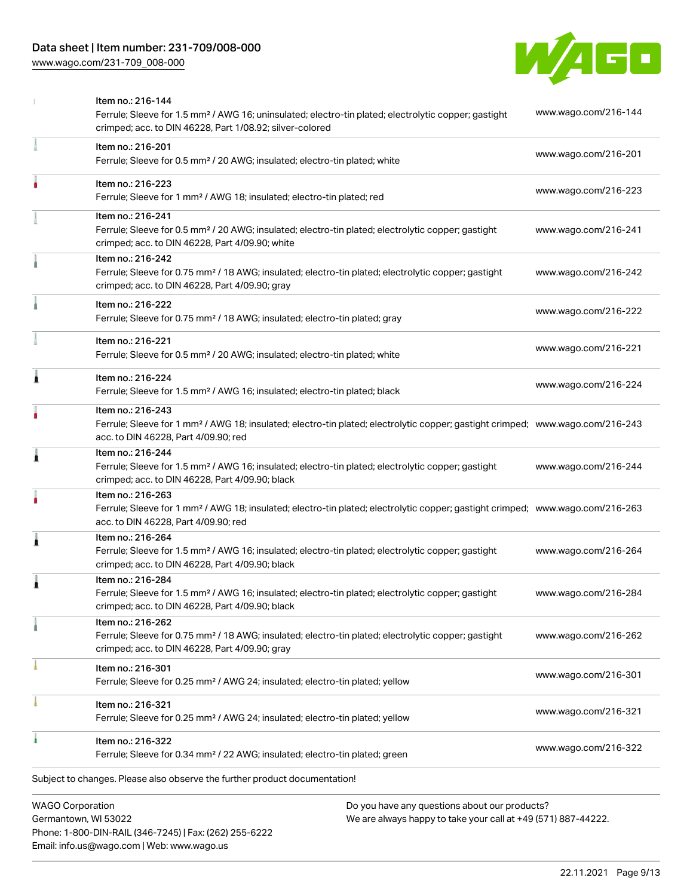| Item | Description | Link |
| --- | --- | --- |
| | Item no.: 216-144<br>Ferrule; Sleeve for 1.5 mm² / AWG 16; uninsulated; electro-tin plated; electrolytic copper; gastight crimped; acc. to DIN 46228, Part 1/08.92; silver-colored | www.wago.com/216-144 |
| | Item no.: 216-201<br>Ferrule; Sleeve for 0.5 mm² / 20 AWG; insulated; electro-tin plated; white | www.wago.com/216-201 |
| | Item no.: 216-223<br>Ferrule; Sleeve for 1 mm² / AWG 18; insulated; electro-tin plated; red | www.wago.com/216-223 |
| | Item no.: 216-241<br>Ferrule; Sleeve for 0.5 mm² / 20 AWG; insulated; electro-tin plated; electrolytic copper; gastight crimped; acc. to DIN 46228, Part 4/09.90; white | www.wago.com/216-241 |
| | Item no.: 216-242<br>Ferrule; Sleeve for 0.75 mm² / 18 AWG; insulated; electro-tin plated; electrolytic copper; gastight crimped; acc. to DIN 46228, Part 4/09.90; gray | www.wago.com/216-242 |
| | Item no.: 216-222<br>Ferrule; Sleeve for 0.75 mm² / 18 AWG; insulated; electro-tin plated; gray | www.wago.com/216-222 |
| | Item no.: 216-221<br>Ferrule; Sleeve for 0.5 mm² / 20 AWG; insulated; electro-tin plated; white | www.wago.com/216-221 |
| | Item no.: 216-224<br>Ferrule; Sleeve for 1.5 mm² / AWG 16; insulated; electro-tin plated; black | www.wago.com/216-224 |
| | Item no.: 216-243<br>Ferrule; Sleeve for 1 mm² / AWG 18; insulated; electro-tin plated; electrolytic copper; gastight crimped; acc. to DIN 46228, Part 4/09.90; red | www.wago.com/216-243 |
| | Item no.: 216-244<br>Ferrule; Sleeve for 1.5 mm² / AWG 16; insulated; electro-tin plated; electrolytic copper; gastight crimped; acc. to DIN 46228, Part 4/09.90; black | www.wago.com/216-244 |
| | Item no.: 216-263<br>Ferrule; Sleeve for 1 mm² / AWG 18; insulated; electro-tin plated; electrolytic copper; gastight crimped; acc. to DIN 46228, Part 4/09.90; red | www.wago.com/216-263 |
| | Item no.: 216-264<br>Ferrule; Sleeve for 1.5 mm² / AWG 16; insulated; electro-tin plated; electrolytic copper; gastight crimped; acc. to DIN 46228, Part 4/09.90; black | www.wago.com/216-264 |
| | Item no.: 216-284<br>Ferrule; Sleeve for 1.5 mm² / AWG 16; insulated; electro-tin plated; electrolytic copper; gastight crimped; acc. to DIN 46228, Part 4/09.90; black | www.wago.com/216-284 |
| | Item no.: 216-262<br>Ferrule; Sleeve for 0.75 mm² / 18 AWG; insulated; electro-tin plated; electrolytic copper; gastight crimped; acc. to DIN 46228, Part 4/09.90; gray | www.wago.com/216-262 |
| | Item no.: 216-301<br>Ferrule; Sleeve for 0.25 mm² / AWG 24; insulated; electro-tin plated; yellow | www.wago.com/216-301 |
| | Item no.: 216-321<br>Ferrule; Sleeve for 0.25 mm² / AWG 24; insulated; electro-tin plated; yellow | www.wago.com/216-321 |
| | Item no.: 216-322<br>Ferrule; Sleeve for 0.34 mm² / 22 AWG; insulated; electro-tin plated; green | www.wago.com/216-322 |

Subject to changes. Please also observe the further product documentation!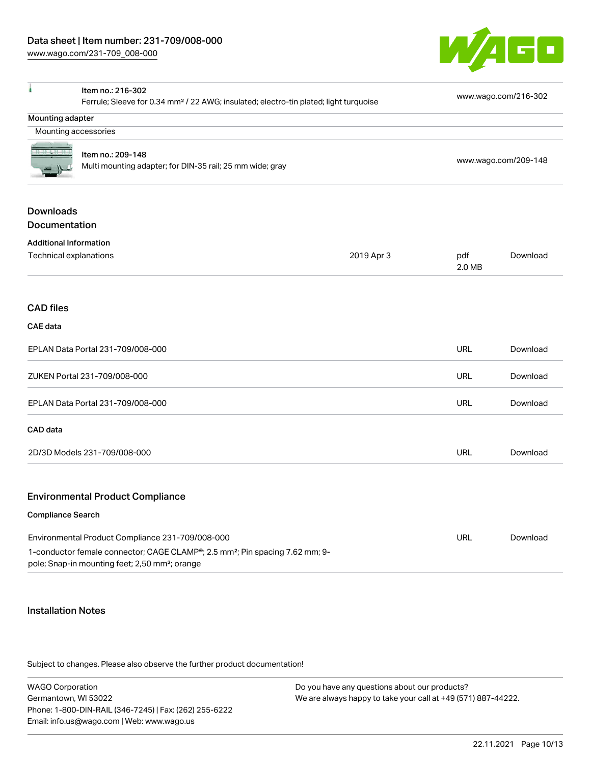| | | |
|---|---|---|
| | Item no.: 216-302<br>Ferrule; Sleeve for 0.34 mm² / 22 AWG; insulated; electro-tin plated; light turquoise | www.wago.com/216-302 |

**Mounting adapter**

Mounting accessories

| | | |
|---|---|---|
| | Item no.: 209-148<br>Multi mounting adapter; for DIN-35 rail; 25 mm wide; gray | www.wago.com/209-148 |

## Downloads

### Documentation

**Additional Information**

| | | | |
|---|---|---|---|
| Technical explanations | 2019 Apr 3 | pdf<br>2.0 MB | Download |

### CAD files

**CAE data**

| | | |
|---|---|---|
| EPLAN Data Portal 231-709/008-000 | URL | Download |
| ZUKEN Portal 231-709/008-000 | URL | Download |
| EPLAN Data Portal 231-709/008-000 | URL | Download |

**CAD data**

| | | |
|---|---|---|
| 2D/3D Models 231-709/008-000 | URL | Download |

### Environmental Product Compliance

**Compliance Search**

| | | |
|---|---|---|
| Environmental Product Compliance 231-709/008-000<br>1-conductor female connector; CAGE CLAMP®; 2.5 mm²; Pin spacing 7.62 mm; 9-pole; Snap-in mounting feet; 2,50 mm²; orange | URL | Download |

### Installation Notes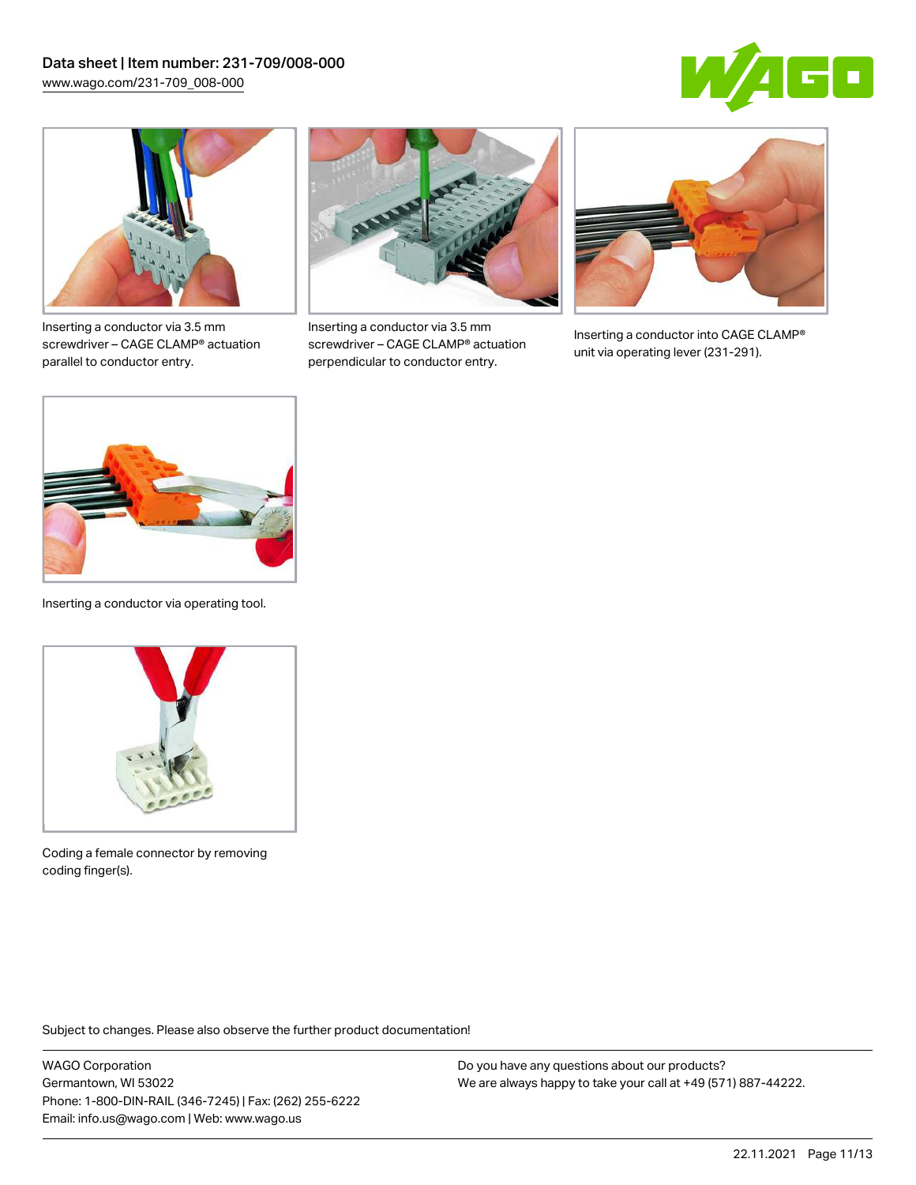Inserting a conductor via 3.5 mm screwdriver – CAGE CLAMP® actuation parallel to conductor entry.

Inserting a conductor via 3.5 mm screwdriver – CAGE CLAMP® actuation perpendicular to conductor entry.

Inserting a conductor into CAGE CLAMP® unit via operating lever (231-291).

Inserting a conductor via operating tool.

Coding a female connector by removing coding finger(s).

Subject to changes. Please also observe the further product documentation!

WAGO Corporation
Germantown, WI 53022
Phone: 1-800-DIN-RAIL (346-7245) | Fax: (262) 255-6222
Email: info.us@wago.com | Web: www.wago.us

Do you have any questions about our products?
We are always happy to take your call at +49 (571) 887-44222.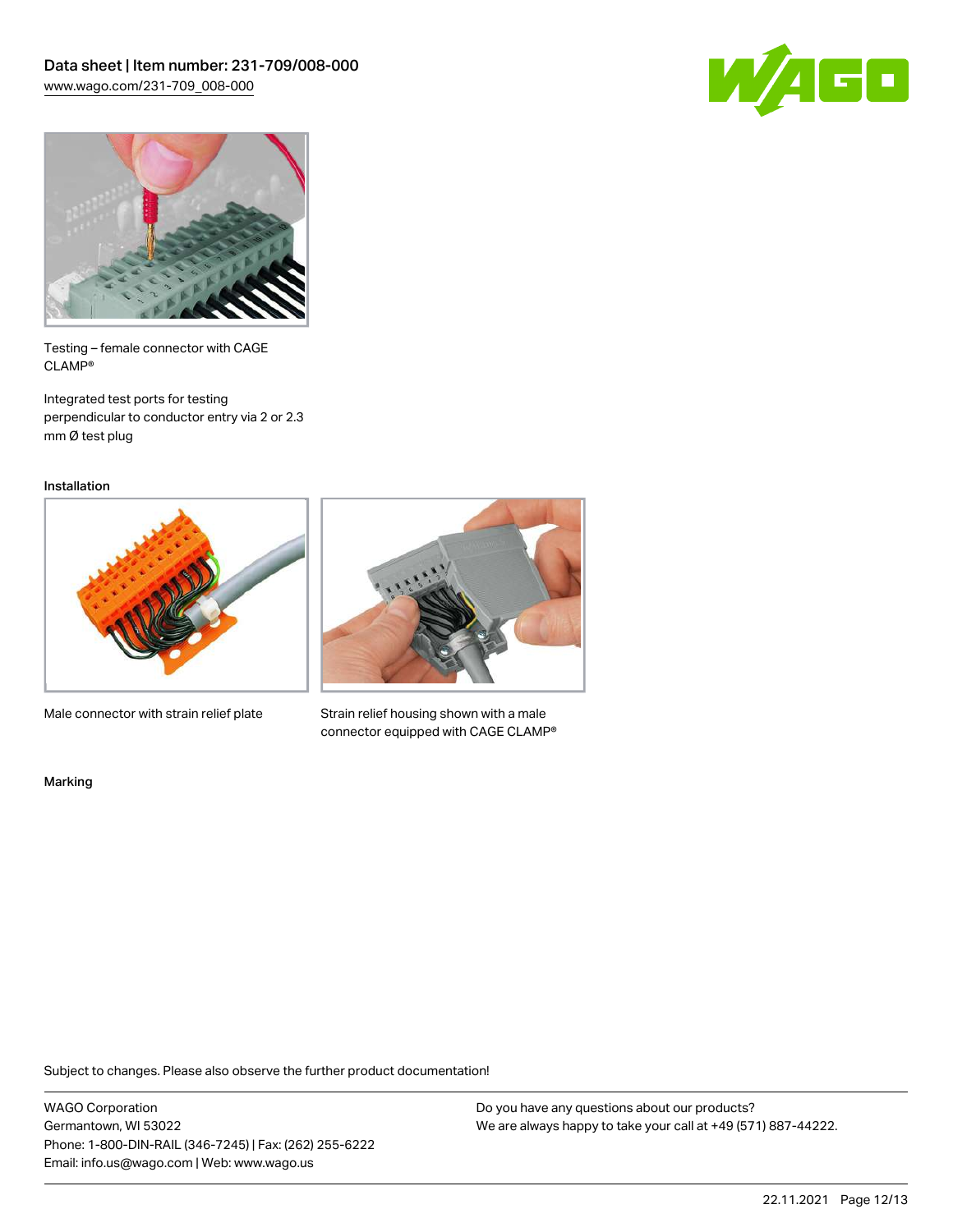Testing – female connector with CAGE CLAMP®

Integrated test ports for testing perpendicular to conductor entry via 2 or 2.3 mm Ø test plug

Installation

Male connector with strain relief plate

Strain relief housing shown with a male connector equipped with CAGE CLAMP®

Marking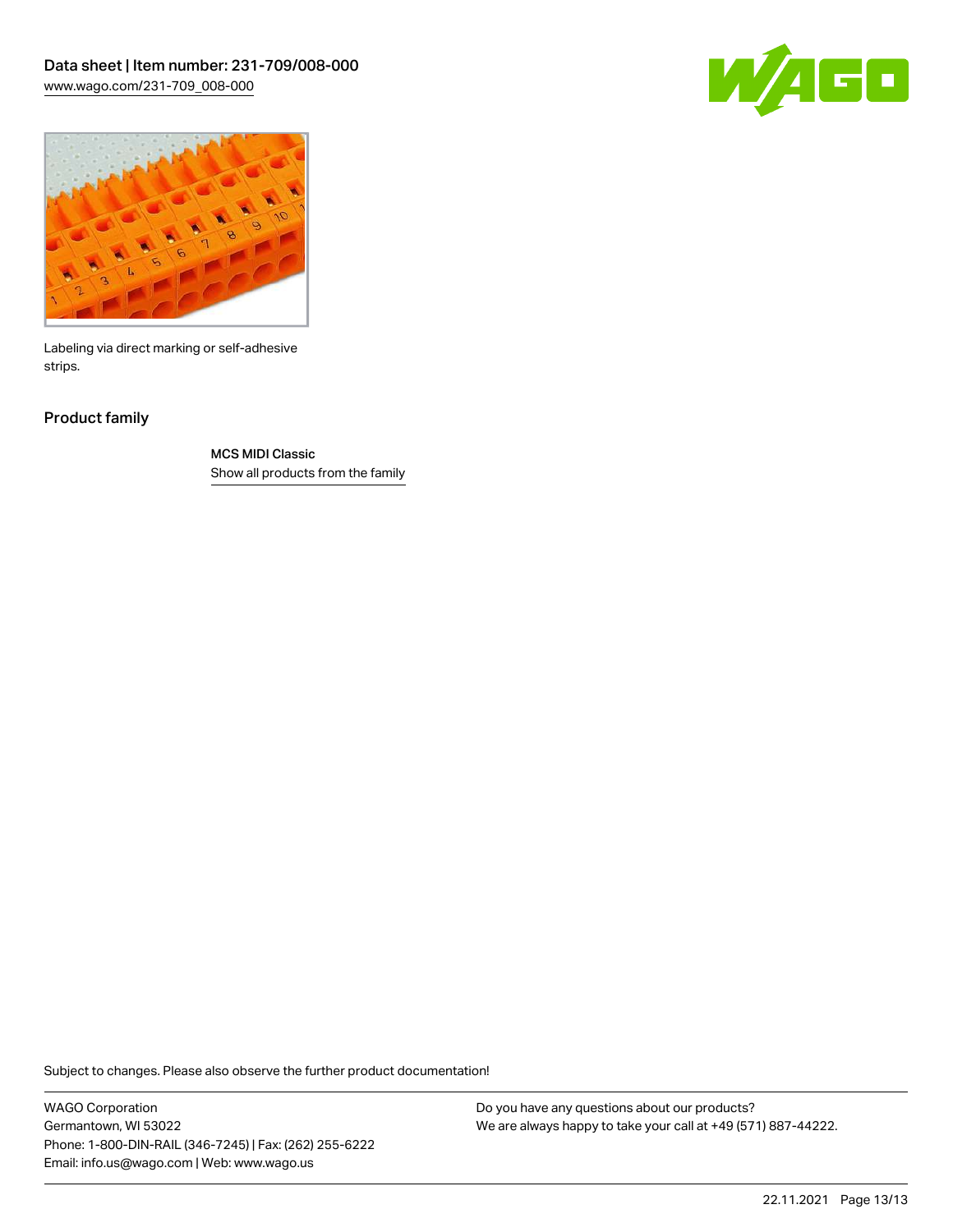Labeling via direct marking or self-adhesive strips.

## Product family

**MCS MIDI Classic**

Show all products from the family

Subject to changes. Please also observe the further product documentation!

WAGO Corporation
Germantown, WI 53022
Phone: 1-800-DIN-RAIL (346-7245) | Fax: (262) 255-6222
Email: info.us@wago.com | Web: www.wago.us

Do you have any questions about our products?
We are always happy to take your call at +49 (571) 887-44222.